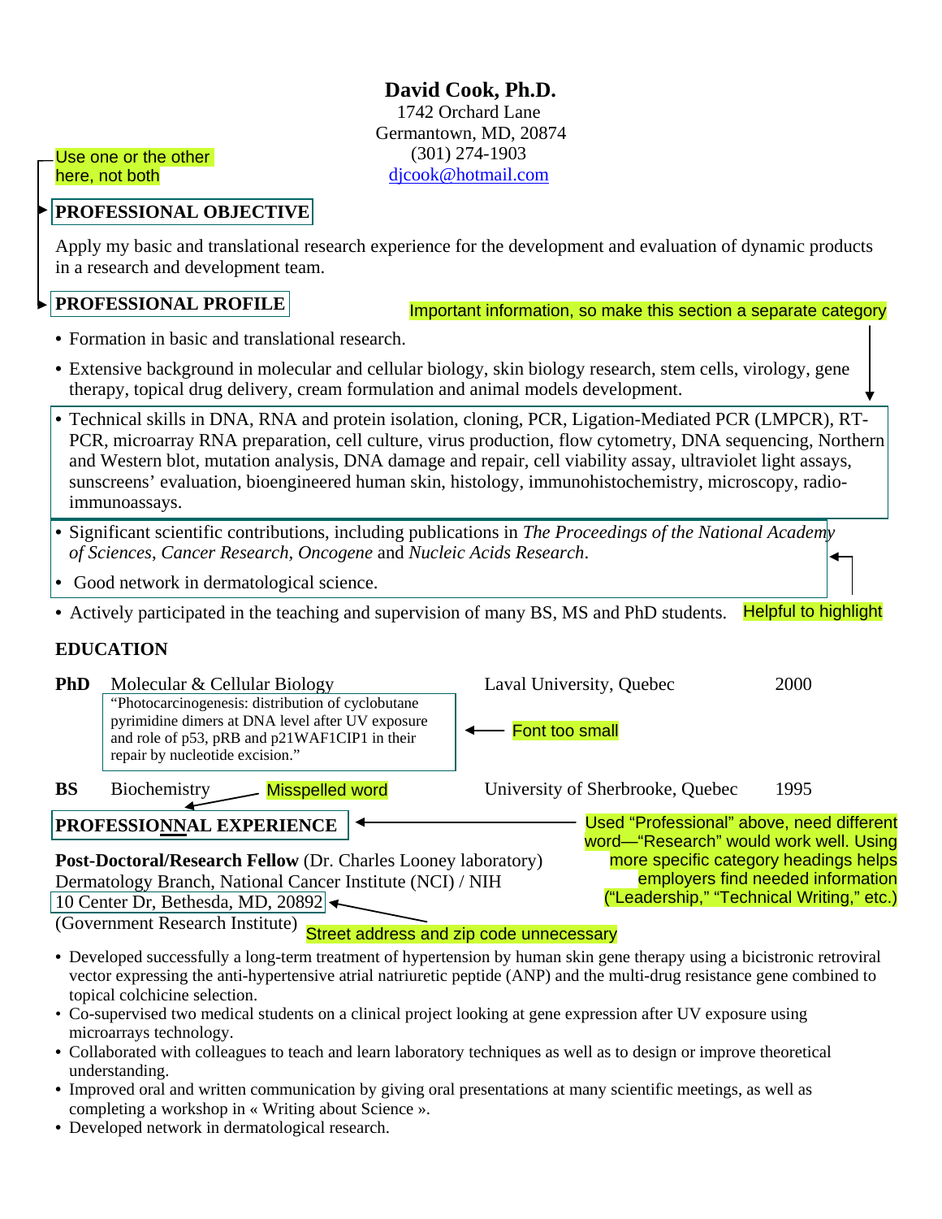# David Cook, Ph.D.

1742 Orchard Lane
Germantown, MD, 20874
(301) 274-1903
djcook@hotmail.com

Use one or the other here, not both

## PROFESSIONAL OBJECTIVE

Apply my basic and translational research experience for the development and evaluation of dynamic products in a research and development team.

## PROFESSIONAL PROFILE

Important information, so make this section a separate category

- Formation in basic and translational research.
- Extensive background in molecular and cellular biology, skin biology research, stem cells, virology, gene therapy, topical drug delivery, cream formulation and animal models development.
- Technical skills in DNA, RNA and protein isolation, cloning, PCR, Ligation-Mediated PCR (LMPCR), RT-PCR, microarray RNA preparation, cell culture, virus production, flow cytometry, DNA sequencing, Northern and Western blot, mutation analysis, DNA damage and repair, cell viability assay, ultraviolet light assays, sunscreens' evaluation, bioengineered human skin, histology, immunohistochemistry, microscopy, radio-immunoassays.
- Significant scientific contributions, including publications in *The Proceedings of the National Academy of Sciences*, *Cancer Research*, *Oncogene* and *Nucleic Acids Research*.
- Good network in dermatological science.
- Actively participated in the teaching and supervision of many BS, MS and PhD students. Helpful to highlight

## EDUCATION

**PhD** Molecular & Cellular Biology — Laval University, Quebec — 2000
"Photocarcinogenesis: distribution of cyclobutane pyrimidine dimers at DNA level after UV exposure and role of p53, pRB and p21WAF1CIP1 in their repair by nucleotide excision."

Font too small

**BS** Biochemistry — University of Sherbrooke, Quebec — 1995

Misspelled word

## PROFESSIONNAL EXPERIENCE

Used "Professional" above, need different word—"Research" would work well. Using more specific category headings helps employers find needed information ("Leadership," "Technical Writing," etc.)

**Post-Doctoral/Research Fellow** (Dr. Charles Looney laboratory)
Dermatology Branch, National Cancer Institute (NCI) / NIH
10 Center Dr, Bethesda, MD, 20892
(Government Research Institute)

Street address and zip code unnecessary

- Developed successfully a long-term treatment of hypertension by human skin gene therapy using a bicistronic retroviral vector expressing the anti-hypertensive atrial natriuretic peptide (ANP) and the multi-drug resistance gene combined to topical colchicine selection.
- Co-supervised two medical students on a clinical project looking at gene expression after UV exposure using microarrays technology.
- Collaborated with colleagues to teach and learn laboratory techniques as well as to design or improve theoretical understanding.
- Improved oral and written communication by giving oral presentations at many scientific meetings, as well as completing a workshop in « Writing about Science ».
- Developed network in dermatological research.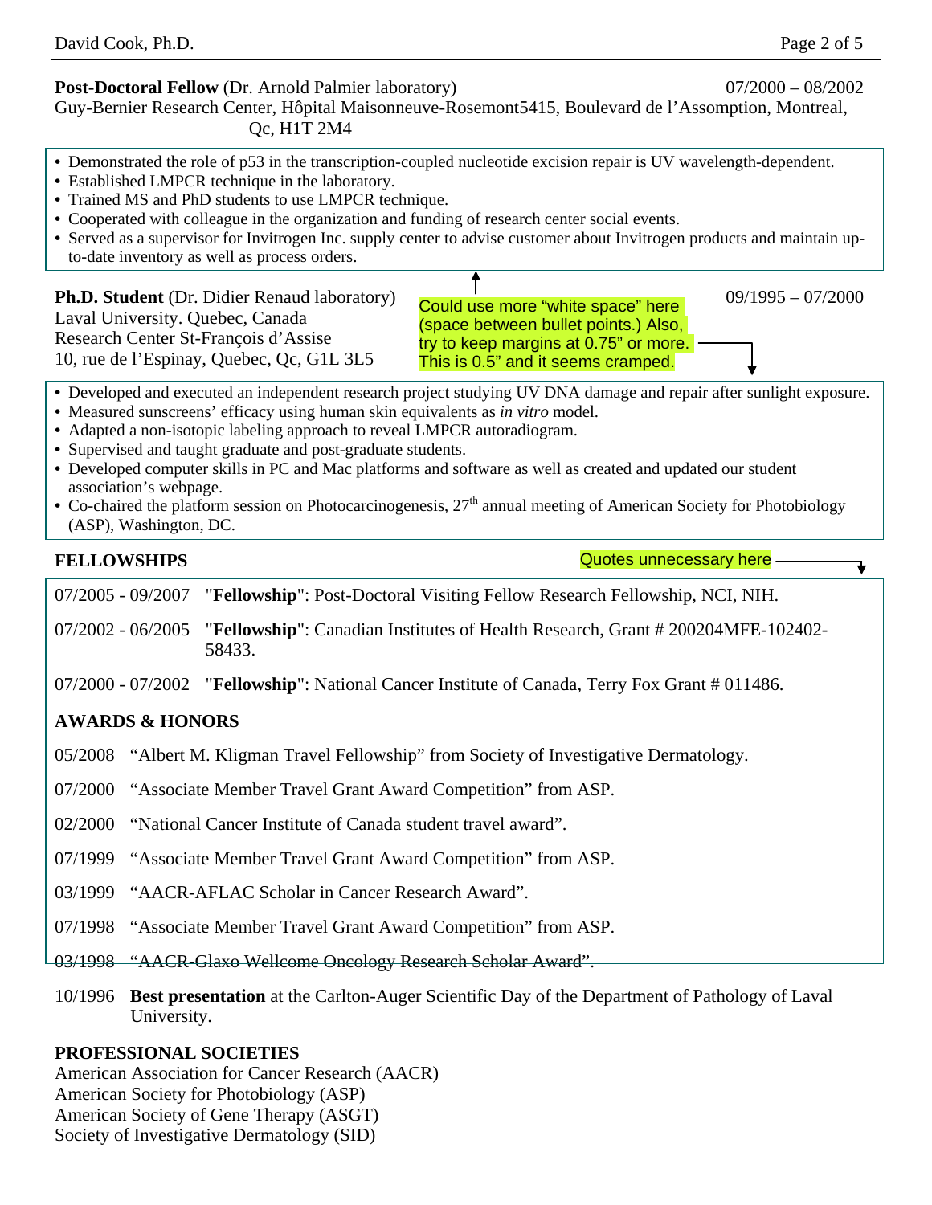**Post-Doctoral Fellow** (Dr. Arnold Palmier laboratory) 07/2000 – 08/2002
Guy-Bernier Research Center, Hôpital Maisonneuve-Rosemont5415, Boulevard de l'Assomption, Montreal, Qc, H1T 2M4

- Demonstrated the role of p53 in the transcription-coupled nucleotide excision repair is UV wavelength-dependent.
- Established LMPCR technique in the laboratory.
- Trained MS and PhD students to use LMPCR technique.
- Cooperated with colleague in the organization and funding of research center social events.
- Served as a supervisor for Invitrogen Inc. supply center to advise customer about Invitrogen products and maintain up-to-date inventory as well as process orders.

**Ph.D. Student** (Dr. Didier Renaud laboratory) 09/1995 – 07/2000
Laval University. Quebec, Canada
Research Center St-François d'Assise
10, rue de l'Espinay, Quebec, Qc, G1L 3L5

Could use more "white space" here (space between bullet points.) Also, try to keep margins at 0.75" or more. This is 0.5" and it seems cramped.

- Developed and executed an independent research project studying UV DNA damage and repair after sunlight exposure.
- Measured sunscreens' efficacy using human skin equivalents as *in vitro* model.
- Adapted a non-isotopic labeling approach to reveal LMPCR autoradiogram.
- Supervised and taught graduate and post-graduate students.
- Developed computer skills in PC and Mac platforms and software as well as created and updated our student association's webpage.
- Co-chaired the platform session on Photocarcinogenesis, 27th annual meeting of American Society for Photobiology (ASP), Washington, DC.

## FELLOWSHIPS

Quotes unnecessary here

07/2005 - 09/2007 "**Fellowship**": Post-Doctoral Visiting Fellow Research Fellowship, NCI, NIH.

07/2002 - 06/2005 "**Fellowship**": Canadian Institutes of Health Research, Grant # 200204MFE-102402-58433.

07/2000 - 07/2002 "**Fellowship**": National Cancer Institute of Canada, Terry Fox Grant # 011486.

## AWARDS & HONORS

05/2008 "Albert M. Kligman Travel Fellowship" from Society of Investigative Dermatology.

07/2000 "Associate Member Travel Grant Award Competition" from ASP.

02/2000 "National Cancer Institute of Canada student travel award".

07/1999 "Associate Member Travel Grant Award Competition" from ASP.

03/1999 "AACR-AFLAC Scholar in Cancer Research Award".

07/1998 "Associate Member Travel Grant Award Competition" from ASP.

03/1998 "AACR-Glaxo Wellcome Oncology Research Scholar Award".

10/1996 **Best presentation** at the Carlton-Auger Scientific Day of the Department of Pathology of Laval University.

## PROFESSIONAL SOCIETIES

American Association for Cancer Research (AACR)
American Society for Photobiology (ASP)
American Society of Gene Therapy (ASGT)
Society of Investigative Dermatology (SID)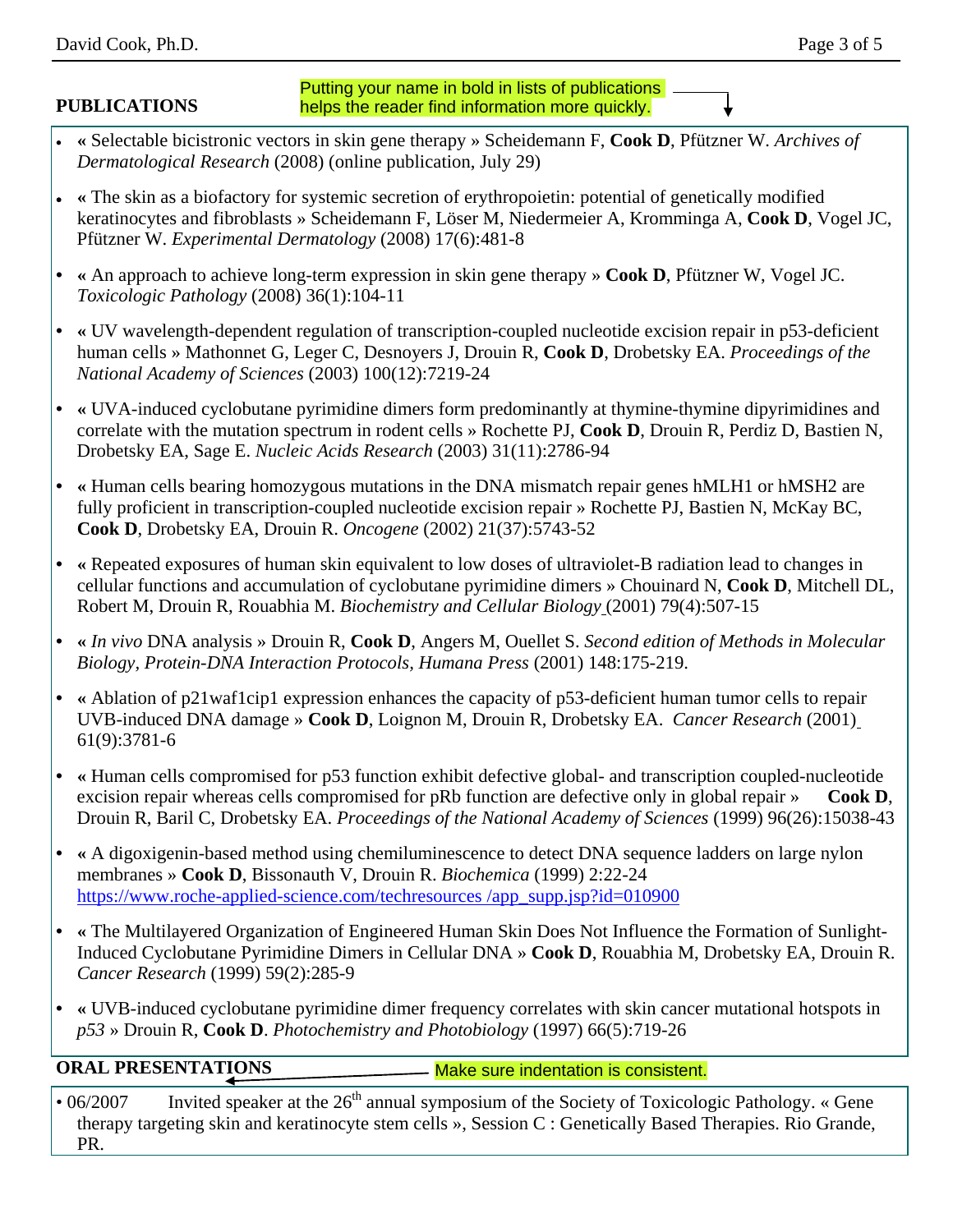## PUBLICATIONS

Putting your name in bold in lists of publications helps the reader find information more quickly.

- « Selectable bicistronic vectors in skin gene therapy » Scheidemann F, **Cook D**, Pfützner W. *Archives of Dermatological Research* (2008) (online publication, July 29)
- « The skin as a biofactory for systemic secretion of erythropoietin: potential of genetically modified keratinocytes and fibroblasts » Scheidemann F, Löser M, Niedermeier A, Kromminga A, **Cook D**, Vogel JC, Pfützner W. *Experimental Dermatology* (2008) 17(6):481-8
- « An approach to achieve long-term expression in skin gene therapy » **Cook D**, Pfützner W, Vogel JC. *Toxicologic Pathology* (2008) 36(1):104-11
- « UV wavelength-dependent regulation of transcription-coupled nucleotide excision repair in p53-deficient human cells » Mathonnet G, Leger C, Desnoyers J, Drouin R, **Cook D**, Drobetsky EA. *Proceedings of the National Academy of Sciences* (2003) 100(12):7219-24
- « UVA-induced cyclobutane pyrimidine dimers form predominantly at thymine-thymine dipyrimidines and correlate with the mutation spectrum in rodent cells » Rochette PJ, **Cook D**, Drouin R, Perdiz D, Bastien N, Drobetsky EA, Sage E. *Nucleic Acids Research* (2003) 31(11):2786-94
- « Human cells bearing homozygous mutations in the DNA mismatch repair genes hMLH1 or hMSH2 are fully proficient in transcription-coupled nucleotide excision repair » Rochette PJ, Bastien N, McKay BC, **Cook D**, Drobetsky EA, Drouin R. *Oncogene* (2002) 21(37):5743-52
- « Repeated exposures of human skin equivalent to low doses of ultraviolet-B radiation lead to changes in cellular functions and accumulation of cyclobutane pyrimidine dimers » Chouinard N, **Cook D**, Mitchell DL, Robert M, Drouin R, Rouabhia M. *Biochemistry and Cellular Biology* (2001) 79(4):507-15
- « *In vivo* DNA analysis » Drouin R, **Cook D**, Angers M, Ouellet S. *Second edition of Methods in Molecular Biology, Protein-DNA Interaction Protocols, Humana Press* (2001) 148:175-219.
- « Ablation of p21waf1cip1 expression enhances the capacity of p53-deficient human tumor cells to repair UVB-induced DNA damage » **Cook D**, Loignon M, Drouin R, Drobetsky EA. *Cancer Research* (2001) 61(9):3781-6
- « Human cells compromised for p53 function exhibit defective global- and transcription coupled-nucleotide excision repair whereas cells compromised for pRb function are defective only in global repair » **Cook D**, Drouin R, Baril C, Drobetsky EA. *Proceedings of the National Academy of Sciences* (1999) 96(26):15038-43
- « A digoxigenin-based method using chemiluminescence to detect DNA sequence ladders on large nylon membranes » **Cook D**, Bissonauth V, Drouin R. *Biochemica* (1999) 2:22-24 https://www.roche-applied-science.com/techresources /app_supp.jsp?id=010900
- « The Multilayered Organization of Engineered Human Skin Does Not Influence the Formation of Sunlight-Induced Cyclobutane Pyrimidine Dimers in Cellular DNA » **Cook D**, Rouabhia M, Drobetsky EA, Drouin R. *Cancer Research* (1999) 59(2):285-9
- « UVB-induced cyclobutane pyrimidine dimer frequency correlates with skin cancer mutational hotspots in *p53* » Drouin R, **Cook D**. *Photochemistry and Photobiology* (1997) 66(5):719-26

## ORAL PRESENTATIONS

Make sure indentation is consistent.

- 06/2007 Invited speaker at the 26th annual symposium of the Society of Toxicologic Pathology. « Gene therapy targeting skin and keratinocyte stem cells », Session C : Genetically Based Therapies. Rio Grande, PR.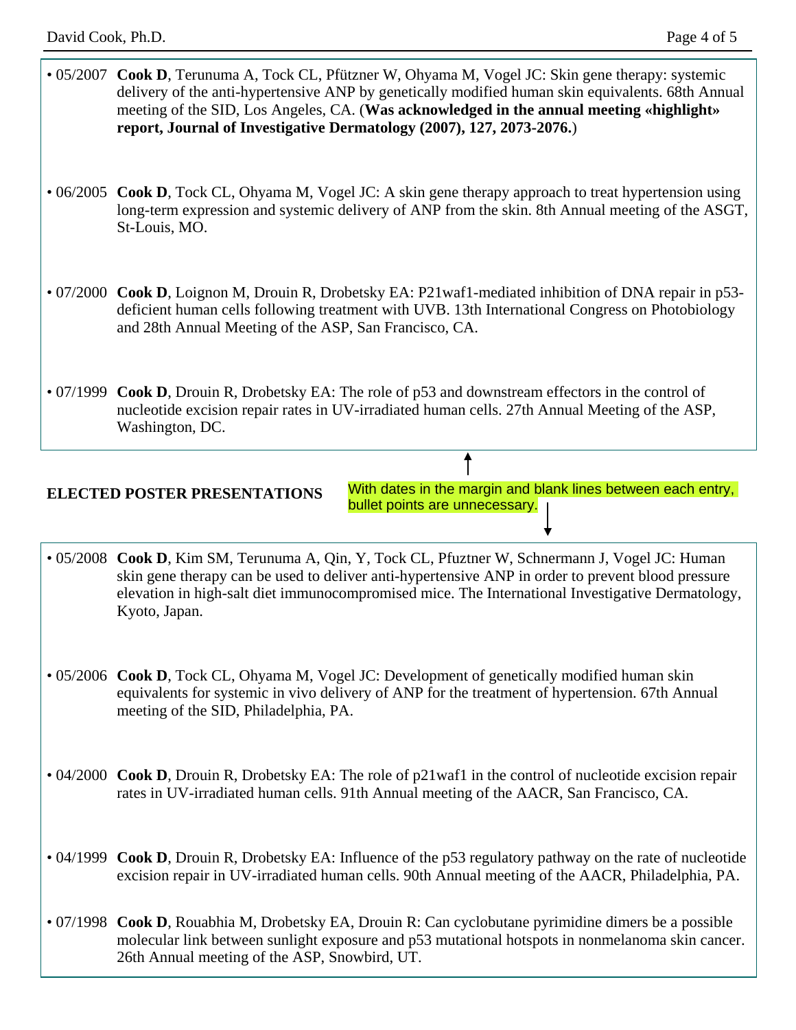• 05/2007 **Cook D**, Terunuma A, Tock CL, Pfützner W, Ohyama M, Vogel JC: Skin gene therapy: systemic delivery of the anti-hypertensive ANP by genetically modified human skin equivalents. 68th Annual meeting of the SID, Los Angeles, CA. (**Was acknowledged in the annual meeting «highlight» report, Journal of Investigative Dermatology (2007), 127, 2073-2076.**)

• 06/2005 **Cook D**, Tock CL, Ohyama M, Vogel JC: A skin gene therapy approach to treat hypertension using long-term expression and systemic delivery of ANP from the skin. 8th Annual meeting of the ASGT, St-Louis, MO.

• 07/2000 **Cook D**, Loignon M, Drouin R, Drobetsky EA: P21waf1-mediated inhibition of DNA repair in p53-deficient human cells following treatment with UVB. 13th International Congress on Photobiology and 28th Annual Meeting of the ASP, San Francisco, CA.

• 07/1999 **Cook D**, Drouin R, Drobetsky EA: The role of p53 and downstream effectors in the control of nucleotide excision repair rates in UV-irradiated human cells. 27th Annual Meeting of the ASP, Washington, DC.

**ELECTED POSTER PRESENTATIONS**

With dates in the margin and blank lines between each entry, bullet points are unnecessary.

• 05/2008 **Cook D**, Kim SM, Terunuma A, Qin, Y, Tock CL, Pfuztner W, Schnermann J, Vogel JC: Human skin gene therapy can be used to deliver anti-hypertensive ANP in order to prevent blood pressure elevation in high-salt diet immunocompromised mice. The International Investigative Dermatology, Kyoto, Japan.

• 05/2006 **Cook D**, Tock CL, Ohyama M, Vogel JC: Development of genetically modified human skin equivalents for systemic in vivo delivery of ANP for the treatment of hypertension. 67th Annual meeting of the SID, Philadelphia, PA.

• 04/2000 **Cook D**, Drouin R, Drobetsky EA: The role of p21waf1 in the control of nucleotide excision repair rates in UV-irradiated human cells. 91th Annual meeting of the AACR, San Francisco, CA.

• 04/1999 **Cook D**, Drouin R, Drobetsky EA: Influence of the p53 regulatory pathway on the rate of nucleotide excision repair in UV-irradiated human cells. 90th Annual meeting of the AACR, Philadelphia, PA.

• 07/1998 **Cook D**, Rouabhia M, Drobetsky EA, Drouin R: Can cyclobutane pyrimidine dimers be a possible molecular link between sunlight exposure and p53 mutational hotspots in nonmelanoma skin cancer. 26th Annual meeting of the ASP, Snowbird, UT.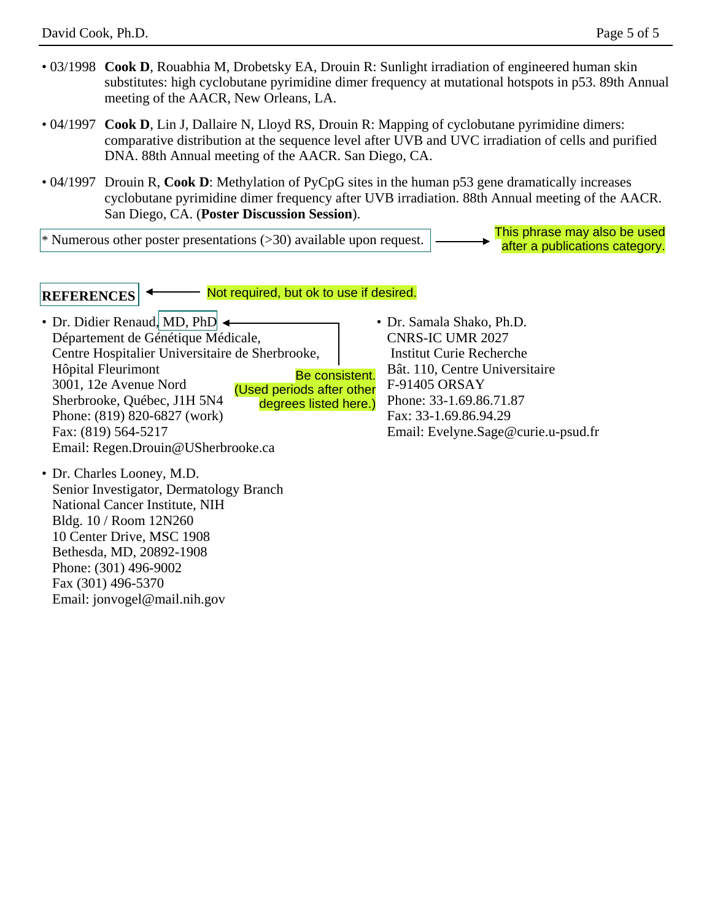- 03/1998 **Cook D**, Rouabhia M, Drobetsky EA, Drouin R: Sunlight irradiation of engineered human skin substitutes: high cyclobutane pyrimidine dimer frequency at mutational hotspots in p53. 89th Annual meeting of the AACR, New Orleans, LA.

- 04/1997 **Cook D**, Lin J, Dallaire N, Lloyd RS, Drouin R: Mapping of cyclobutane pyrimidine dimers: comparative distribution at the sequence level after UVB and UVC irradiation of cells and purified DNA. 88th Annual meeting of the AACR. San Diego, CA.

- 04/1997 Drouin R, **Cook D**: Methylation of PyCpG sites in the human p53 gene dramatically increases cyclobutane pyrimidine dimer frequency after UVB irradiation. 88th Annual meeting of the AACR. San Diego, CA. (**Poster Discussion Session**).

\* Numerous other poster presentations (>30) available upon request. → This phrase may also be used after a publications category.

## REFERENCES

← Not required, but ok to use if desired.

- Dr. Didier Renaud, MD, PhD ← Be consistent. (Used periods after other degrees listed here.)
  Département de Génétique Médicale,
  Centre Hospitalier Universitaire de Sherbrooke,
  Hôpital Fleurimont
  3001, 12e Avenue Nord
  Sherbrooke, Québec, J1H 5N4
  Phone: (819) 820-6827 (work)
  Fax: (819) 564-5217
  Email: Regen.Drouin@USherbrooke.ca

- Dr. Charles Looney, M.D.
  Senior Investigator, Dermatology Branch
  National Cancer Institute, NIH
  Bldg. 10 / Room 12N260
  10 Center Drive, MSC 1908
  Bethesda, MD, 20892-1908
  Phone: (301) 496-9002
  Fax (301) 496-5370
  Email: jonvogel@mail.nih.gov

- Dr. Samala Shako, Ph.D.
  CNRS-IC UMR 2027
  Institut Curie Recherche
  Bât. 110, Centre Universitaire
  F-91405 ORSAY
  Phone: 33-1.69.86.71.87
  Fax: 33-1.69.86.94.29
  Email: Evelyne.Sage@curie.u-psud.fr